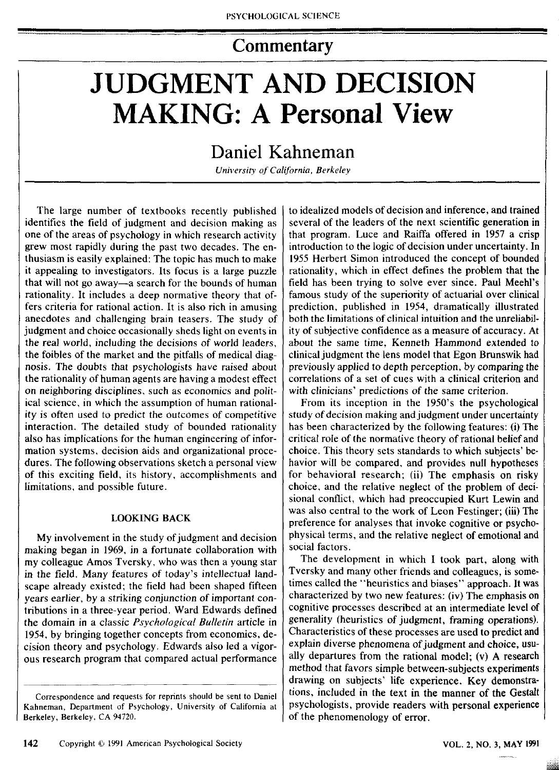Commentary

# JUDGMENT AND DECISION MAKING: A Personal View

## Daniel Kahneman

*University of California, Berkeley*

The large number of textbooks recently published identifies the field of judgment and decision making as one of the areas of psychology in which research activity grew most rapidly during the past two decades. The enthusiasm is easily explained: The topic has much to make it appealing to investigators. Its focus is a large puzzle that will not go away—a search for the bounds of human rationality. It includes a deep normative theory that offers criteria for rational action. It is also rich in amusing anecdotes and challenging brain teasers. The study of judgment and choice occasionally sheds light on events in the real world, including the decisions of world leaders, the foibles of the market and the pitfalls of medical diagnosis. The doubts that psychologists have raised about the rationality of human agents are having a modest effect on neighboring disciplines, such as economics and political science, in which the assumption of human rationality is often used to predict the outcomes of competitive interaction. The detailed study of bounded rationality also has implications for the human engineering of information systems, decision aids and organizational procedures. The following observations sketch a personal view of this exciting field, its history, accomplishments and limitations, and possible future.

### LOOKING BACK

My involvement in the study of judgment and decision making began in 1969, in a fortunate collaboration with my colleague Amos Tversky, who was then a young star in the field. Many features of today's intellectual landscape already existed; the field had been shaped fifteen years earlier, by a striking conjunction of important contributions in a three-year period. Ward Edwards defined the domain in a classic *Psychological Bulletin* article in 1954, by bringing together concepts from economics, decision theory and psychology. Edwards also led a vigorous research program that compared actual performance to idealized models of decision and inference, and trained several of the leaders of the next scientific generation in that program. Luce and Raiffa offered in 1957 a crisp introduction to the logic of decision under uncertainty. In 1955 Herbert Simon introduced the concept of bounded rationality, which in effect defines the problem that the field has been trying to solve ever since. Paul Meehl's famous study of the superiority of actuarial over clinical prediction, published in 1954, dramatically illustrated both the limitations of clinical intuition and the unreliability of subjective confidence as a measure of accuracy. At about the same time, Kenneth Hammond extended to clinical judgment the lens model that Egon Brunswik had previously applied to depth perception, by comparing the correlations of a set of cues with a clinical criterion and with clinicians' predictions of the same criterion.

From its inception in the 1950's the psychological study of decision making and judgment under uncertainty has been characterized by the following features: (i) The critical role of the normative theory of rational belief and choice. This theory sets standards to which subjects' behavior will be compared, and provides null hypotheses for behavioral research; (ii) The emphasis on risky choice, and the relative neglect of the problem of decisional conflict, which had preoccupied Kurt Lewin and was also central to the work of Leon Festinger; (iii) The preference for analyses that invoke cognitive or psychophysical terms, and the relative neglect of emotional and social factors.

The development in which I took part, along with Tversky and many other friends and colleagues, is sometimes called the "heuristics and biases" approach. It was characterized by two new features: (iv) The emphasis on cognitive processes described at an intermediate level of generality (heuristics of judgment, framing operations). Characteristics of these processes are used to predict and explain diverse phenomena of judgment and choice, usually departures from the rational model; (v) A research method that favors simple between-subjects experiments drawing on subjects' life experience. Key demonstrations, included in the text in the manner of the Gestalt psychologists, provide readers with personal experience of the phenomenology of error.

---

Correspondence and requests for reprints should be sent to Daniel Kahneman, Department of Psychology, University of California at Berkeley, Berkeley, CA 94720.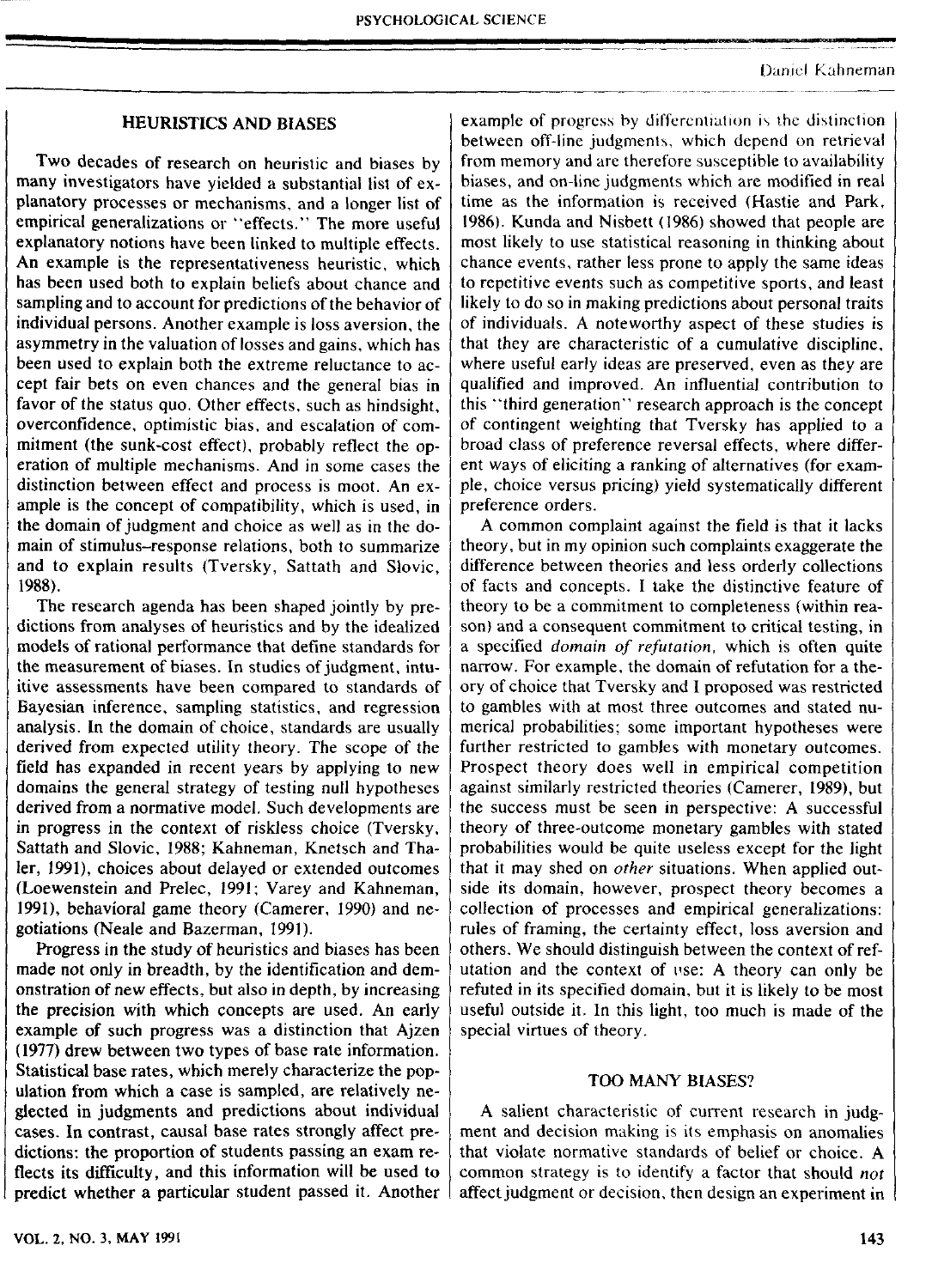## HEURISTICS AND BIASES

Two decades of research on heuristic and biases by many investigators have yielded a substantial list of explanatory processes or mechanisms, and a longer list of empirical generalizations or "effects." The more useful explanatory notions have been linked to multiple effects. An example is the representativeness heuristic, which has been used both to explain beliefs about chance and sampling and to account for predictions of the behavior of individual persons. Another example is loss aversion, the asymmetry in the valuation of losses and gains, which has been used to explain both the extreme reluctance to accept fair bets on even chances and the general bias in favor of the status quo. Other effects, such as hindsight, overconfidence, optimistic bias, and escalation of commitment (the sunk-cost effect), probably reflect the operation of multiple mechanisms. And in some cases the distinction between effect and process is moot. An example is the concept of compatibility, which is used, in the domain of judgment and choice as well as in the domain of stimulus–response relations, both to summarize and to explain results (Tversky, Sattath and Slovic, 1988).

The research agenda has been shaped jointly by predictions from analyses of heuristics and by the idealized models of rational performance that define standards for the measurement of biases. In studies of judgment, intuitive assessments have been compared to standards of Bayesian inference, sampling statistics, and regression analysis. In the domain of choice, standards are usually derived from expected utility theory. The scope of the field has expanded in recent years by applying to new domains the general strategy of testing null hypotheses derived from a normative model. Such developments are in progress in the context of riskless choice (Tversky, Sattath and Slovic, 1988; Kahneman, Knetsch and Thaler, 1991), choices about delayed or extended outcomes (Loewenstein and Prelec, 1991; Varey and Kahneman, 1991), behavioral game theory (Camerer, 1990) and negotiations (Neale and Bazerman, 1991).

Progress in the study of heuristics and biases has been made not only in breadth, by the identification and demonstration of new effects, but also in depth, by increasing the precision with which concepts are used. An early example of such progress was a distinction that Ajzen (1977) drew between two types of base rate information. Statistical base rates, which merely characterize the population from which a case is sampled, are relatively neglected in judgments and predictions about individual cases. In contrast, causal base rates strongly affect predictions: the proportion of students passing an exam reflects its difficulty, and this information will be used to predict whether a particular student passed it. Another example of progress by differentiation is the distinction between off-line judgments, which depend on retrieval from memory and are therefore susceptible to availability biases, and on-line judgments which are modified in real time as the information is received (Hastie and Park, 1986). Kunda and Nisbett (1986) showed that people are most likely to use statistical reasoning in thinking about chance events, rather less prone to apply the same ideas to repetitive events such as competitive sports, and least likely to do so in making predictions about personal traits of individuals. A noteworthy aspect of these studies is that they are characteristic of a cumulative discipline, where useful early ideas are preserved, even as they are qualified and improved. An influential contribution to this "third generation" research approach is the concept of contingent weighting that Tversky has applied to a broad class of preference reversal effects, where different ways of eliciting a ranking of alternatives (for example, choice versus pricing) yield systematically different preference orders.

A common complaint against the field is that it lacks theory, but in my opinion such complaints exaggerate the difference between theories and less orderly collections of facts and concepts. I take the distinctive feature of theory to be a commitment to completeness (within reason) and a consequent commitment to critical testing, in a specified *domain of refutation,* which is often quite narrow. For example, the domain of refutation for a theory of choice that Tversky and I proposed was restricted to gambles with at most three outcomes and stated numerical probabilities; some important hypotheses were further restricted to gambles with monetary outcomes. Prospect theory does well in empirical competition against similarly restricted theories (Camerer, 1989), but the success must be seen in perspective: A successful theory of three-outcome monetary gambles with stated probabilities would be quite useless except for the light that it may shed on *other* situations. When applied outside its domain, however, prospect theory becomes a collection of processes and empirical generalizations: rules of framing, the certainty effect, loss aversion and others. We should distinguish between the context of refutation and the context of use: A theory can only be refuted in its specified domain, but it is likely to be most useful outside it. In this light, too much is made of the special virtues of theory.

## TOO MANY BIASES?

A salient characteristic of current research in judgment and decision making is its emphasis on anomalies that violate normative standards of belief or choice. A common strategy is to identify a factor that should *not* affect judgment or decision, then design an experiment in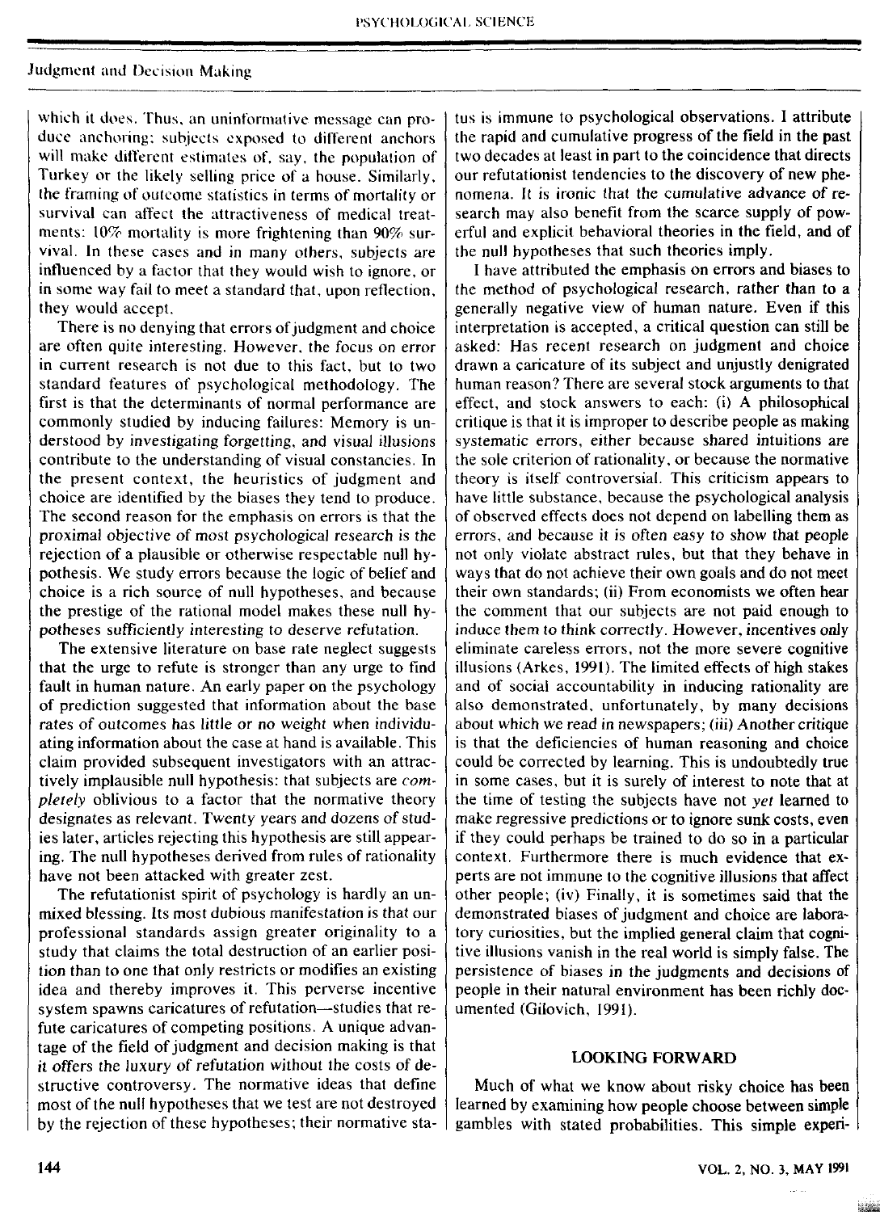which it does. Thus, an uninformative message can produce anchoring: subjects exposed to different anchors will make different estimates of, say, the population of Turkey or the likely selling price of a house. Similarly, the framing of outcome statistics in terms of mortality or survival can affect the attractiveness of medical treatments: 10% mortality is more frightening than 90% survival. In these cases and in many others, subjects are influenced by a factor that they would wish to ignore, or in some way fail to meet a standard that, upon reflection, they would accept.

There is no denying that errors of judgment and choice are often quite interesting. However, the focus on error in current research is not due to this fact, but to two standard features of psychological methodology. The first is that the determinants of normal performance are commonly studied by inducing failures: Memory is understood by investigating forgetting, and visual illusions contribute to the understanding of visual constancies. In the present context, the heuristics of judgment and choice are identified by the biases they tend to produce. The second reason for the emphasis on errors is that the proximal objective of most psychological research is the rejection of a plausible or otherwise respectable null hypothesis. We study errors because the logic of belief and choice is a rich source of null hypotheses, and because the prestige of the rational model makes these null hypotheses sufficiently interesting to deserve refutation.

The extensive literature on base rate neglect suggests that the urge to refute is stronger than any urge to find fault in human nature. An early paper on the psychology of prediction suggested that information about the base rates of outcomes has little or no weight when individuating information about the case at hand is available. This claim provided subsequent investigators with an attractively implausible null hypothesis: that subjects are *completely* oblivious to a factor that the normative theory designates as relevant. Twenty years and dozens of studies later, articles rejecting this hypothesis are still appearing. The null hypotheses derived from rules of rationality have not been attacked with greater zest.

The refutationist spirit of psychology is hardly an unmixed blessing. Its most dubious manifestation is that our professional standards assign greater originality to a study that claims the total destruction of an earlier position than to one that only restricts or modifies an existing idea and thereby improves it. This perverse incentive system spawns caricatures of refutation—studies that refute caricatures of competing positions. A unique advantage of the field of judgment and decision making is that it offers the luxury of refutation without the costs of destructive controversy. The normative ideas that define most of the null hypotheses that we test are not destroyed by the rejection of these hypotheses; their normative status is immune to psychological observations. I attribute the rapid and cumulative progress of the field in the past two decades at least in part to the coincidence that directs our refutationist tendencies to the discovery of new phenomena. It is ironic that the cumulative advance of research may also benefit from the scarce supply of powerful and explicit behavioral theories in the field, and of the null hypotheses that such theories imply.

I have attributed the emphasis on errors and biases to the method of psychological research, rather than to a generally negative view of human nature. Even if this interpretation is accepted, a critical question can still be asked: Has recent research on judgment and choice drawn a caricature of its subject and unjustly denigrated human reason? There are several stock arguments to that effect, and stock answers to each: (i) A philosophical critique is that it is improper to describe people as making systematic errors, either because shared intuitions are the sole criterion of rationality, or because the normative theory is itself controversial. This criticism appears to have little substance, because the psychological analysis of observed effects does not depend on labelling them as errors, and because it is often easy to show that people not only violate abstract rules, but that they behave in ways that do not achieve their own goals and do not meet their own standards; (ii) From economists we often hear the comment that our subjects are not paid enough to induce them to think correctly. However, incentives only eliminate careless errors, not the more severe cognitive illusions (Arkes, 1991). The limited effects of high stakes and of social accountability in inducing rationality are also demonstrated, unfortunately, by many decisions about which we read in newspapers; (iii) Another critique is that the deficiencies of human reasoning and choice could be corrected by learning. This is undoubtedly true in some cases, but it is surely of interest to note that at the time of testing the subjects have not *yet* learned to make regressive predictions or to ignore sunk costs, even if they could perhaps be trained to do so in a particular context. Furthermore there is much evidence that experts are not immune to the cognitive illusions that affect other people; (iv) Finally, it is sometimes said that the demonstrated biases of judgment and choice are laboratory curiosities, but the implied general claim that cognitive illusions vanish in the real world is simply false. The persistence of biases in the judgments and decisions of people in their natural environment has been richly documented (Gilovich, 1991).

## LOOKING FORWARD

Much of what we know about risky choice has been learned by examining how people choose between simple gambles with stated probabilities. This simple experi-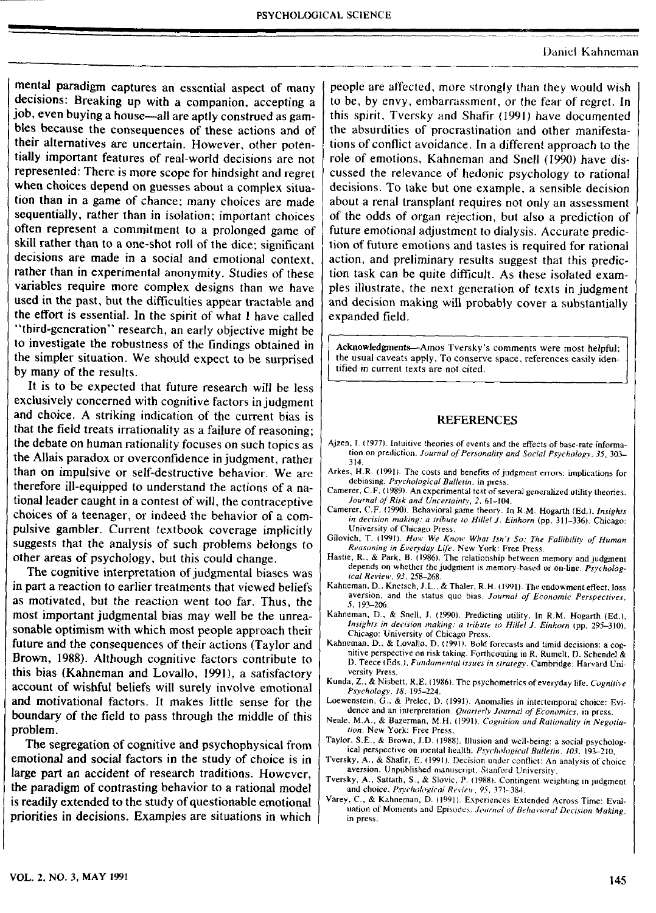mental paradigm captures an essential aspect of many decisions: Breaking up with a companion, accepting a job, even buying a house—all are aptly construed as gambles because the consequences of these actions and of their alternatives are uncertain. However, other potentially important features of real-world decisions are not represented: There is more scope for hindsight and regret when choices depend on guesses about a complex situation than in a game of chance; many choices are made sequentially, rather than in isolation; important choices often represent a commitment to a prolonged game of skill rather than to a one-shot roll of the dice; significant decisions are made in a social and emotional context, rather than in experimental anonymity. Studies of these variables require more complex designs than we have used in the past, but the difficulties appear tractable and the effort is essential. In the spirit of what I have called "third-generation" research, an early objective might be to investigate the robustness of the findings obtained in the simpler situation. We should expect to be surprised by many of the results.

It is to be expected that future research will be less exclusively concerned with cognitive factors in judgment and choice. A striking indication of the current bias is that the field treats irrationality as a failure of reasoning; the debate on human rationality focuses on such topics as the Allais paradox or overconfidence in judgment, rather than on impulsive or self-destructive behavior. We are therefore ill-equipped to understand the actions of a national leader caught in a contest of will, the contraceptive choices of a teenager, or indeed the behavior of a compulsive gambler. Current textbook coverage implicitly suggests that the analysis of such problems belongs to other areas of psychology, but this could change.

The cognitive interpretation of judgmental biases was in part a reaction to earlier treatments that viewed beliefs as motivated, but the reaction went too far. Thus, the most important judgmental bias may well be the unreasonable optimism with which most people approach their future and the consequences of their actions (Taylor and Brown, 1988). Although cognitive factors contribute to this bias (Kahneman and Lovallo, 1991), a satisfactory account of wishful beliefs will surely involve emotional and motivational factors. It makes little sense for the boundary of the field to pass through the middle of this problem.

The segregation of cognitive and psychophysical from emotional and social factors in the study of choice is in large part an accident of research traditions. However, the paradigm of contrasting behavior to a rational model is readily extended to the study of questionable emotional priorities in decisions. Examples are situations in which people are affected, more strongly than they would wish to be, by envy, embarrassment, or the fear of regret. In this spirit, Tversky and Shafir (1991) have documented the absurdities of procrastination and other manifestations of conflict avoidance. In a different approach to the role of emotions, Kahneman and Snell (1990) have discussed the relevance of hedonic psychology to rational decisions. To take but one example, a sensible decision about a renal transplant requires not only an assessment of the odds of organ rejection, but also a prediction of future emotional adjustment to dialysis. Accurate prediction of future emotions and tastes is required for rational action, and preliminary results suggest that this prediction task can be quite difficult. As these isolated examples illustrate, the next generation of texts in judgment and decision making will probably cover a substantially expanded field.

**Acknowledgments**—Amos Tversky's comments were most helpful; the usual caveats apply. To conserve space, references easily identified in current texts are not cited.

## REFERENCES

Ajzen, I. (1977). Intuitive theories of events and the effects of base-rate information on prediction. *Journal of Personality and Social Psychology, 35,* 303–314.

Arkes, H.R. (1991). The costs and benefits of judgment errors: implications for debiasing. *Psychological Bulletin,* in press.

Camerer, C.F. (1989). An experimental test of several generalized utility theories. *Journal of Risk and Uncertainty, 2,* 61–104.

Camerer, C.F. (1990). Behavioral game theory. In R.M. Hogarth (Ed.), *Insights in decision making: a tribute to Hillel J. Einhorn* (pp. 311–336). Chicago: University of Chicago Press.

Gilovich, T. (1991). *How We Know What Isn't So: The Fallibility of Human Reasoning in Everyday Life.* New York: Free Press.

Hastie, R., & Park, B. (1986). The relationship between memory and judgment depends on whether the judgment is memory-based or on-line. *Psychological Review, 93,* 258–268.

Kahneman, D., Knetsch, J.L., & Thaler, R.H. (1991). The endowment effect, loss aversion, and the status quo bias. *Journal of Economic Perspectives, 5,* 193–206.

Kahneman, D., & Snell, J. (1990). Predicting utility. In R.M. Hogarth (Ed.), *Insights in decision making: a tribute to Hillel J. Einhorn* (pp. 295–310). Chicago: University of Chicago Press.

Kahneman, D., & Lovallo, D. (1991). Bold forecasts and timid decisions: a cognitive perspective on risk taking. Forthcoming in R. Rumelt, D. Schendel & D. Teece (Eds.), *Fundamental issues in strategy.* Cambridge: Harvard University Press.

Kunda, Z., & Nisbett, R.E. (1986). The psychometrics of everyday life. *Cognitive Psychology, 18,* 195–224.

Loewenstein, G., & Prelec, D. (1991). Anomalies in intertemporal choice: Evidence and an interpretation. *Quarterly Journal of Economics,* in press.

Neale, M.A., & Bazerman, M.H. (1991). *Cognition and Rationality in Negotiation.* New York: Free Press.

Taylor, S.E., & Brown, J.D. (1988). Illusion and well-being: a social psychological perspective on mental health. *Psychological Bulletin, 103,* 193–210.

Tversky, A., & Shafir, E. (1991). Decision under conflict: An analysis of choice aversion. Unpublished manuscript, Stanford University.

Tversky, A., Sattath, S., & Slovic, P. (1988). Contingent weighting in judgment and choice. *Psychological Review, 95,* 371–384.

Varey, C., & Kahneman, D. (1991). Experiences Extended Across Time: Evaluation of Moments and Episodes. *Journal of Behavioral Decision Making,* in press.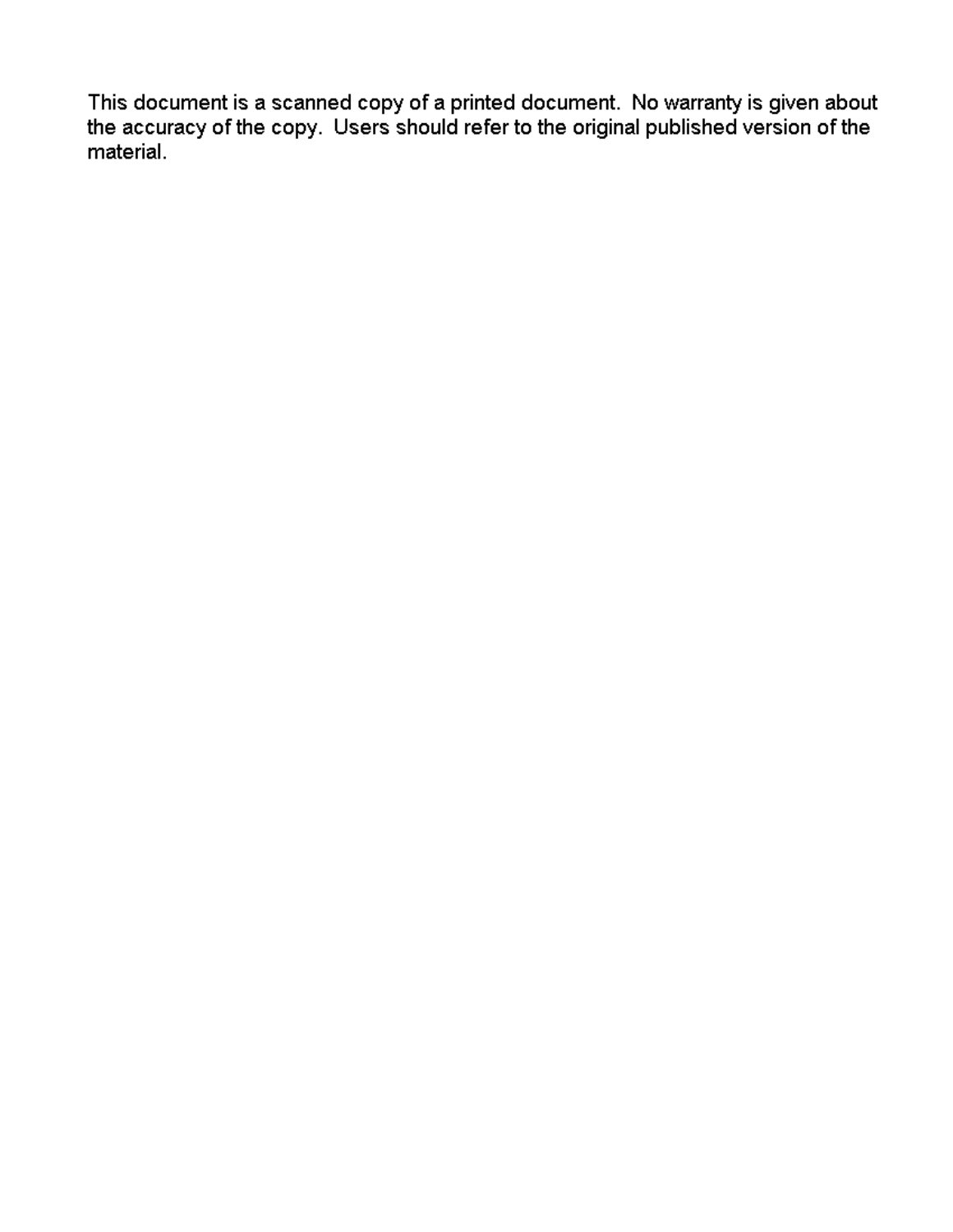This document is a scanned copy of a printed document. No warranty is given about the accuracy of the copy. Users should refer to the original published version of the material.